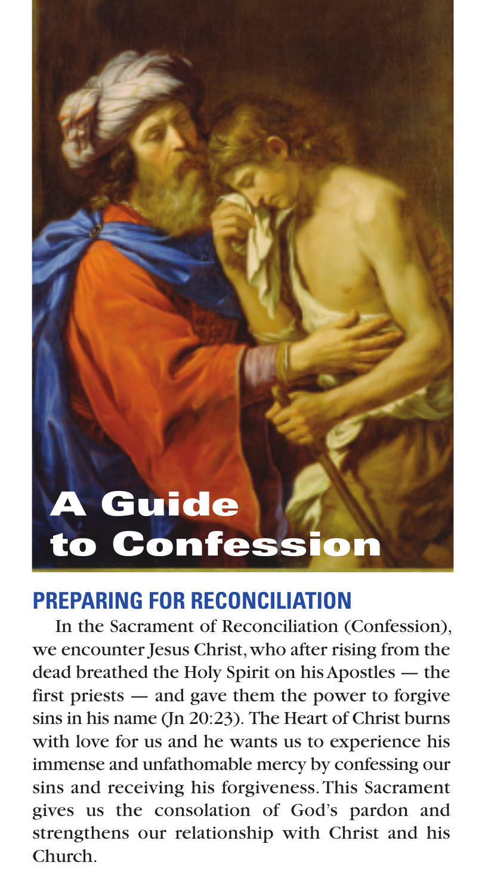# A Guide to Confession

## PREPARING FOR RECONCILIATION

In the Sacrament of Reconciliation (Confession), we encounter Jesus Christ, who after rising from the dead breathed the Holy Spirit on his Apostles — the first priests — and gave them the power to forgive sins in his name (Jn 20:23). The Heart of Christ burns with love for us and he wants us to experience his immense and unfathomable mercy by confessing our sins and receiving his forgiveness. This Sacrament gives us the consolation of God's pardon and strengthens our relationship with Christ and his Church.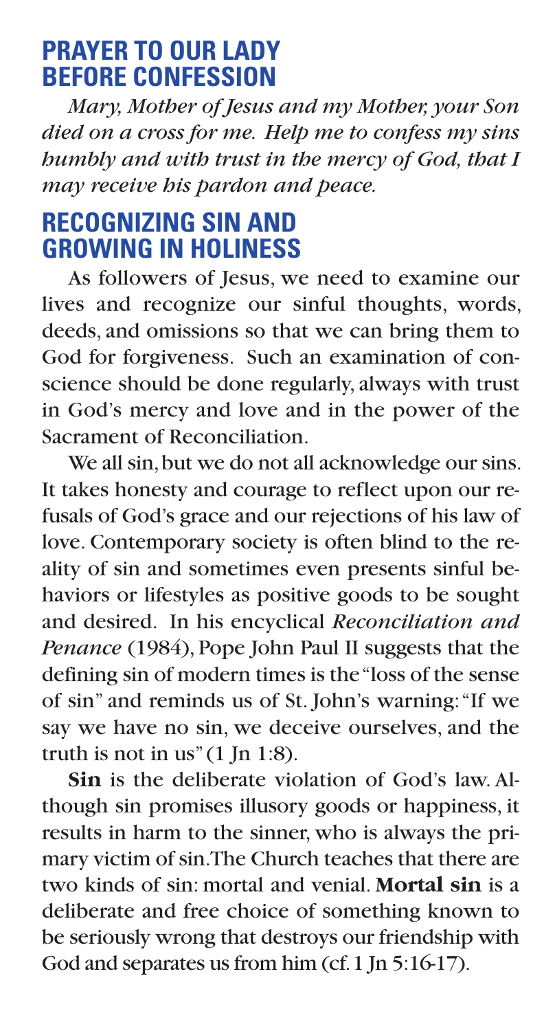## PRAYER TO OUR LADY BEFORE CONFESSION

*Mary, Mother of Jesus and my Mother, your Son died on a cross for me. Help me to confess my sins humbly and with trust in the mercy of God, that I may receive his pardon and peace.*

## RECOGNIZING SIN AND GROWING IN HOLINESS

As followers of Jesus, we need to examine our lives and recognize our sinful thoughts, words, deeds, and omissions so that we can bring them to God for forgiveness. Such an examination of conscience should be done regularly, always with trust in God's mercy and love and in the power of the Sacrament of Reconciliation.

We all sin, but we do not all acknowledge our sins. It takes honesty and courage to reflect upon our refusals of God's grace and our rejections of his law of love. Contemporary society is often blind to the reality of sin and sometimes even presents sinful behaviors or lifestyles as positive goods to be sought and desired. In his encyclical *Reconciliation and Penance* (1984), Pope John Paul II suggests that the defining sin of modern times is the "loss of the sense of sin" and reminds us of St. John's warning: "If we say we have no sin, we deceive ourselves, and the truth is not in us" (1 Jn 1:8).

**Sin** is the deliberate violation of God's law. Although sin promises illusory goods or happiness, it results in harm to the sinner, who is always the primary victim of sin. The Church teaches that there are two kinds of sin: mortal and venial. **Mortal sin** is a deliberate and free choice of something known to be seriously wrong that destroys our friendship with God and separates us from him (cf. 1 Jn 5:16-17).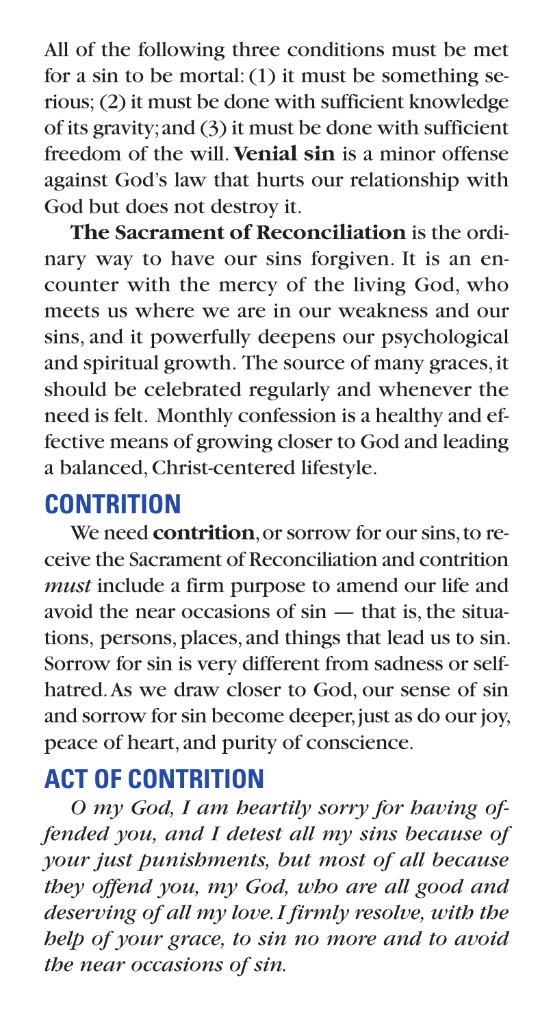All of the following three conditions must be met for a sin to be mortal: (1) it must be something serious; (2) it must be done with sufficient knowledge of its gravity; and (3) it must be done with sufficient freedom of the will. **Venial sin** is a minor offense against God's law that hurts our relationship with God but does not destroy it.

**The Sacrament of Reconciliation** is the ordinary way to have our sins forgiven. It is an encounter with the mercy of the living God, who meets us where we are in our weakness and our sins, and it powerfully deepens our psychological and spiritual growth. The source of many graces, it should be celebrated regularly and whenever the need is felt. Monthly confession is a healthy and effective means of growing closer to God and leading a balanced, Christ-centered lifestyle.

## CONTRITION

We need **contrition**, or sorrow for our sins, to receive the Sacrament of Reconciliation and contrition *must* include a firm purpose to amend our life and avoid the near occasions of sin — that is, the situations, persons, places, and things that lead us to sin. Sorrow for sin is very different from sadness or self-hatred. As we draw closer to God, our sense of sin and sorrow for sin become deeper, just as do our joy, peace of heart, and purity of conscience.

## ACT OF CONTRITION

*O my God, I am heartily sorry for having offended you, and I detest all my sins because of your just punishments, but most of all because they offend you, my God, who are all good and deserving of all my love. I firmly resolve, with the help of your grace, to sin no more and to avoid the near occasions of sin.*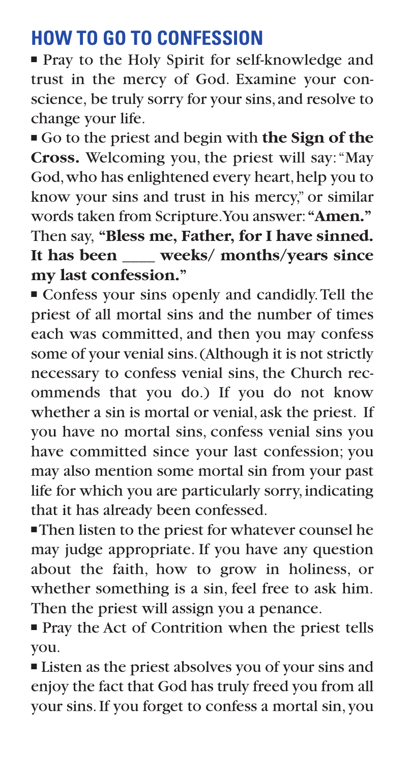## HOW TO GO TO CONFESSION

- Pray to the Holy Spirit for self-knowledge and trust in the mercy of God. Examine your conscience, be truly sorry for your sins, and resolve to change your life.
- Go to the priest and begin with **the Sign of the Cross.** Welcoming you, the priest will say: "May God, who has enlightened every heart, help you to know your sins and trust in his mercy," or similar words taken from Scripture. You answer: **"Amen."** Then say, **"Bless me, Father, for I have sinned. It has been ____ weeks/ months/years since my last confession."**
- Confess your sins openly and candidly. Tell the priest of all mortal sins and the number of times each was committed, and then you may confess some of your venial sins. (Although it is not strictly necessary to confess venial sins, the Church recommends that you do.) If you do not know whether a sin is mortal or venial, ask the priest. If you have no mortal sins, confess venial sins you have committed since your last confession; you may also mention some mortal sin from your past life for which you are particularly sorry, indicating that it has already been confessed.
- Then listen to the priest for whatever counsel he may judge appropriate. If you have any question about the faith, how to grow in holiness, or whether something is a sin, feel free to ask him. Then the priest will assign you a penance.
- Pray the Act of Contrition when the priest tells you.
- Listen as the priest absolves you of your sins and enjoy the fact that God has truly freed you from all your sins. If you forget to confess a mortal sin, you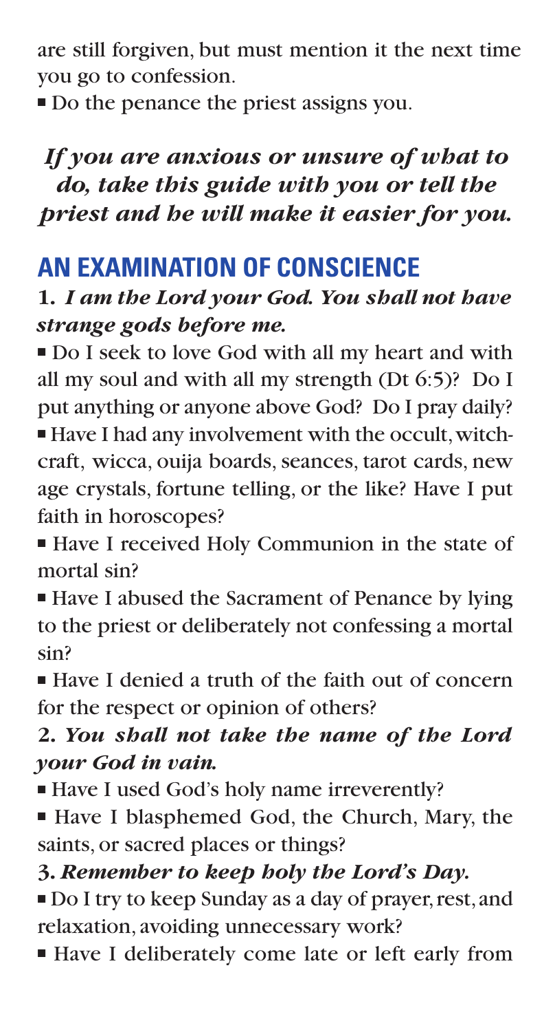are still forgiven, but must mention it the next time you go to confession.

- Do the penance the priest assigns you.

***If you are anxious or unsure of what to do, take this guide with you or tell the priest and he will make it easier for you.***

## AN EXAMINATION OF CONSCIENCE

**1.** ***I am the Lord your God. You shall not have strange gods before me.***

- Do I seek to love God with all my heart and with all my soul and with all my strength (Dt 6:5)? Do I put anything or anyone above God? Do I pray daily?
- Have I had any involvement with the occult, witchcraft, wicca, ouija boards, seances, tarot cards, new age crystals, fortune telling, or the like? Have I put faith in horoscopes?
- Have I received Holy Communion in the state of mortal sin?
- Have I abused the Sacrament of Penance by lying to the priest or deliberately not confessing a mortal sin?
- Have I denied a truth of the faith out of concern for the respect or opinion of others?

**2.** ***You shall not take the name of the Lord your God in vain.***

- Have I used God's holy name irreverently?
- Have I blasphemed God, the Church, Mary, the saints, or sacred places or things?

**3.** ***Remember to keep holy the Lord's Day.***

- Do I try to keep Sunday as a day of prayer, rest, and relaxation, avoiding unnecessary work?
- Have I deliberately come late or left early from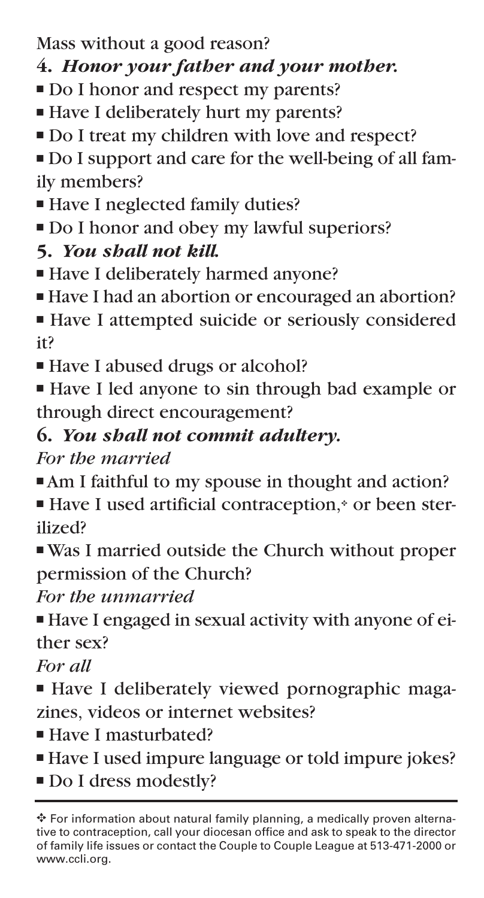Mass without a good reason?

## 4. *Honor your father and your mother.*

- Do I honor and respect my parents?
- Have I deliberately hurt my parents?
- Do I treat my children with love and respect?
- Do I support and care for the well-being of all family members?
- Have I neglected family duties?
- Do I honor and obey my lawful superiors?

## 5. *You shall not kill.*

- Have I deliberately harmed anyone?
- Have I had an abortion or encouraged an abortion?
- Have I attempted suicide or seriously considered it?
- Have I abused drugs or alcohol?
- Have I led anyone to sin through bad example or through direct encouragement?

## 6. *You shall not commit adultery.*

*For the married*

- Am I faithful to my spouse in thought and action?
- Have I used artificial contraception,✤ or been sterilized?
- Was I married outside the Church without proper permission of the Church?

*For the unmarried*

- Have I engaged in sexual activity with anyone of either sex?

*For all*

- Have I deliberately viewed pornographic magazines, videos or internet websites?
- Have I masturbated?
- Have I used impure language or told impure jokes?
- Do I dress modestly?

---

✤ For information about natural family planning, a medically proven alternative to contraception, call your diocesan office and ask to speak to the director of family life issues or contact the Couple to Couple League at 513-471-2000 or www.ccli.org.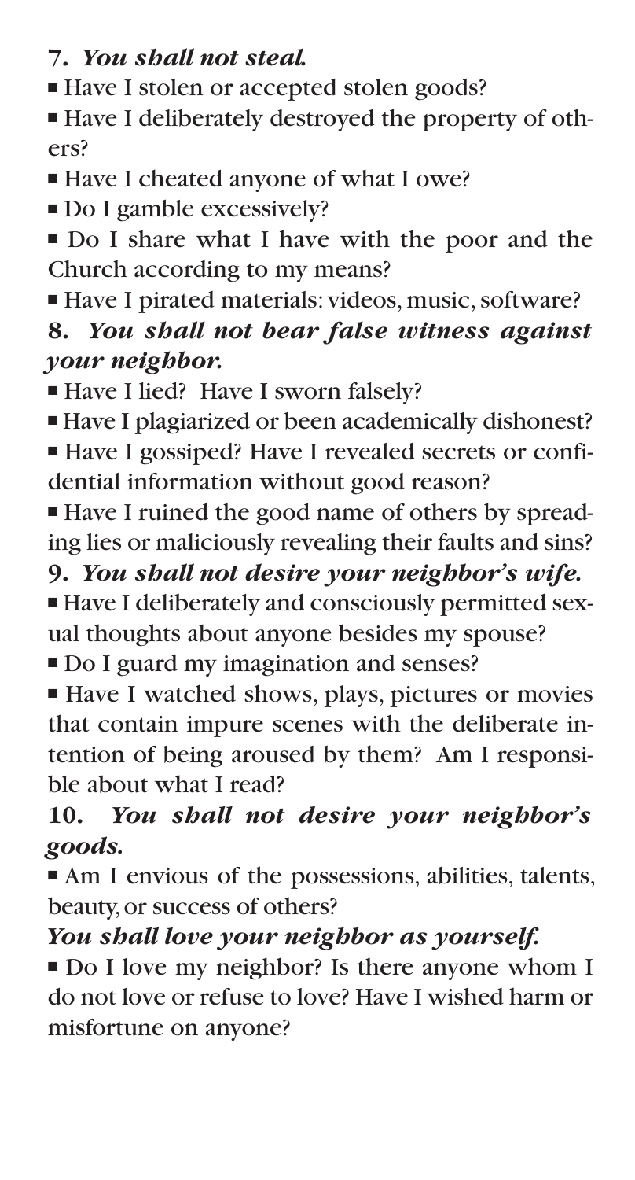### 7. *You shall not steal.*

- Have I stolen or accepted stolen goods?
- Have I deliberately destroyed the property of others?
- Have I cheated anyone of what I owe?
- Do I gamble excessively?
- Do I share what I have with the poor and the Church according to my means?
- Have I pirated materials: videos, music, software?

### 8. *You shall not bear false witness against your neighbor.*

- Have I lied? Have I sworn falsely?
- Have I plagiarized or been academically dishonest?
- Have I gossiped? Have I revealed secrets or confidential information without good reason?
- Have I ruined the good name of others by spreading lies or maliciously revealing their faults and sins?

### 9. *You shall not desire your neighbor's wife.*

- Have I deliberately and consciously permitted sexual thoughts about anyone besides my spouse?
- Do I guard my imagination and senses?
- Have I watched shows, plays, pictures or movies that contain impure scenes with the deliberate intention of being aroused by them? Am I responsible about what I read?

### 10. *You shall not desire your neighbor's goods.*

- Am I envious of the possessions, abilities, talents, beauty, or success of others?

### *You shall love your neighbor as yourself.*

- Do I love my neighbor? Is there anyone whom I do not love or refuse to love? Have I wished harm or misfortune on anyone?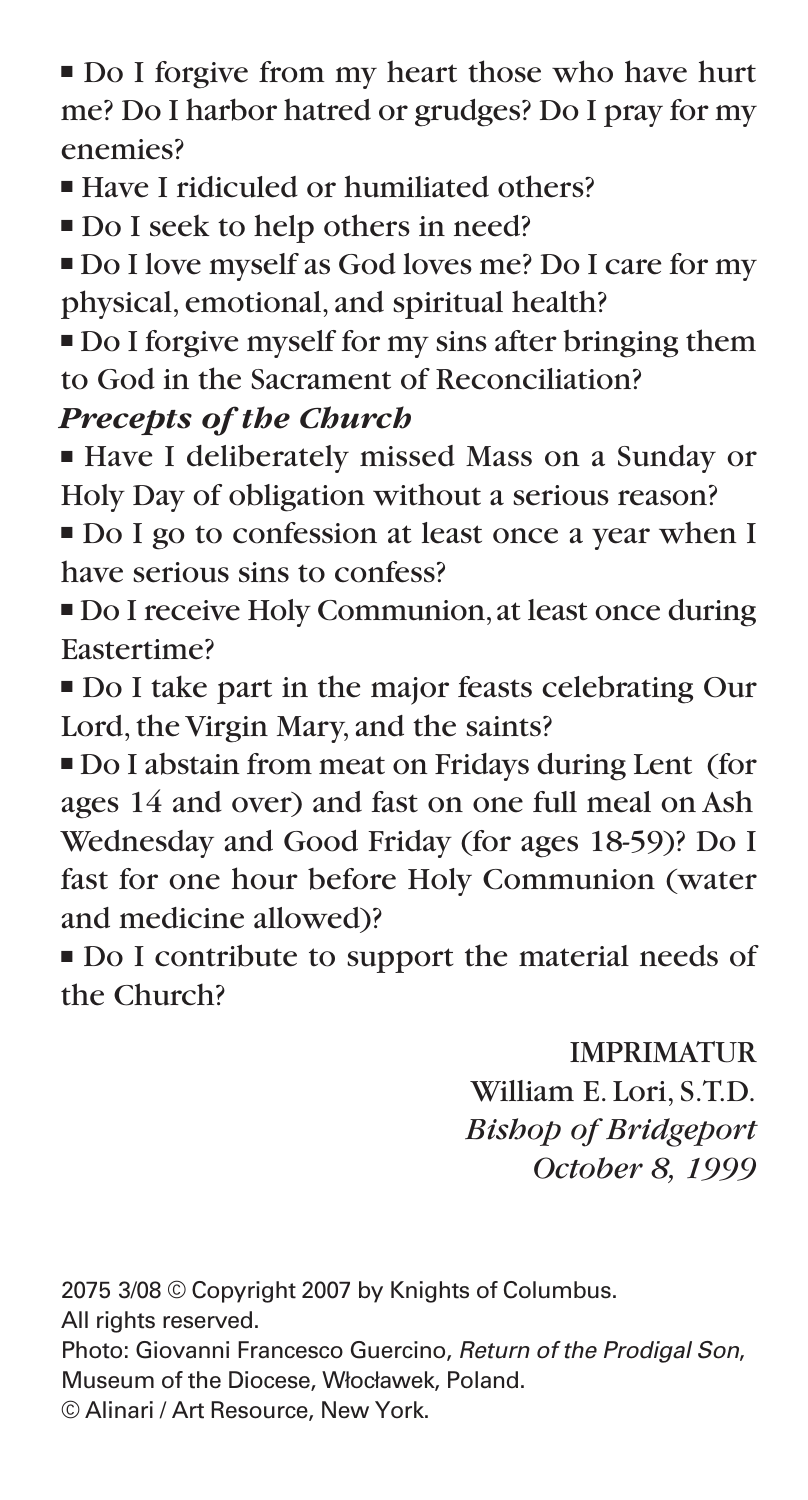- Do I forgive from my heart those who have hurt me? Do I harbor hatred or grudges? Do I pray for my enemies?
- Have I ridiculed or humiliated others?
- Do I seek to help others in need?
- Do I love myself as God loves me? Do I care for my physical, emotional, and spiritual health?
- Do I forgive myself for my sins after bringing them to God in the Sacrament of Reconciliation?

### *Precepts of the Church*

- Have I deliberately missed Mass on a Sunday or Holy Day of obligation without a serious reason?
- Do I go to confession at least once a year when I have serious sins to confess?
- Do I receive Holy Communion, at least once during Eastertime?
- Do I take part in the major feasts celebrating Our Lord, the Virgin Mary, and the saints?
- Do I abstain from meat on Fridays during Lent (for ages 14 and over) and fast on one full meal on Ash Wednesday and Good Friday (for ages 18-59)? Do I fast for one hour before Holy Communion (water and medicine allowed)?
- Do I contribute to support the material needs of the Church?

IMPRIMATUR
William E. Lori, S.T.D.
*Bishop of Bridgeport*
*October 8, 1999*

2075 3/08 © Copyright 2007 by Knights of Columbus.
All rights reserved.
Photo: Giovanni Francesco Guercino, *Return of the Prodigal Son*, Museum of the Diocese, Włocławek, Poland.
© Alinari / Art Resource, New York.